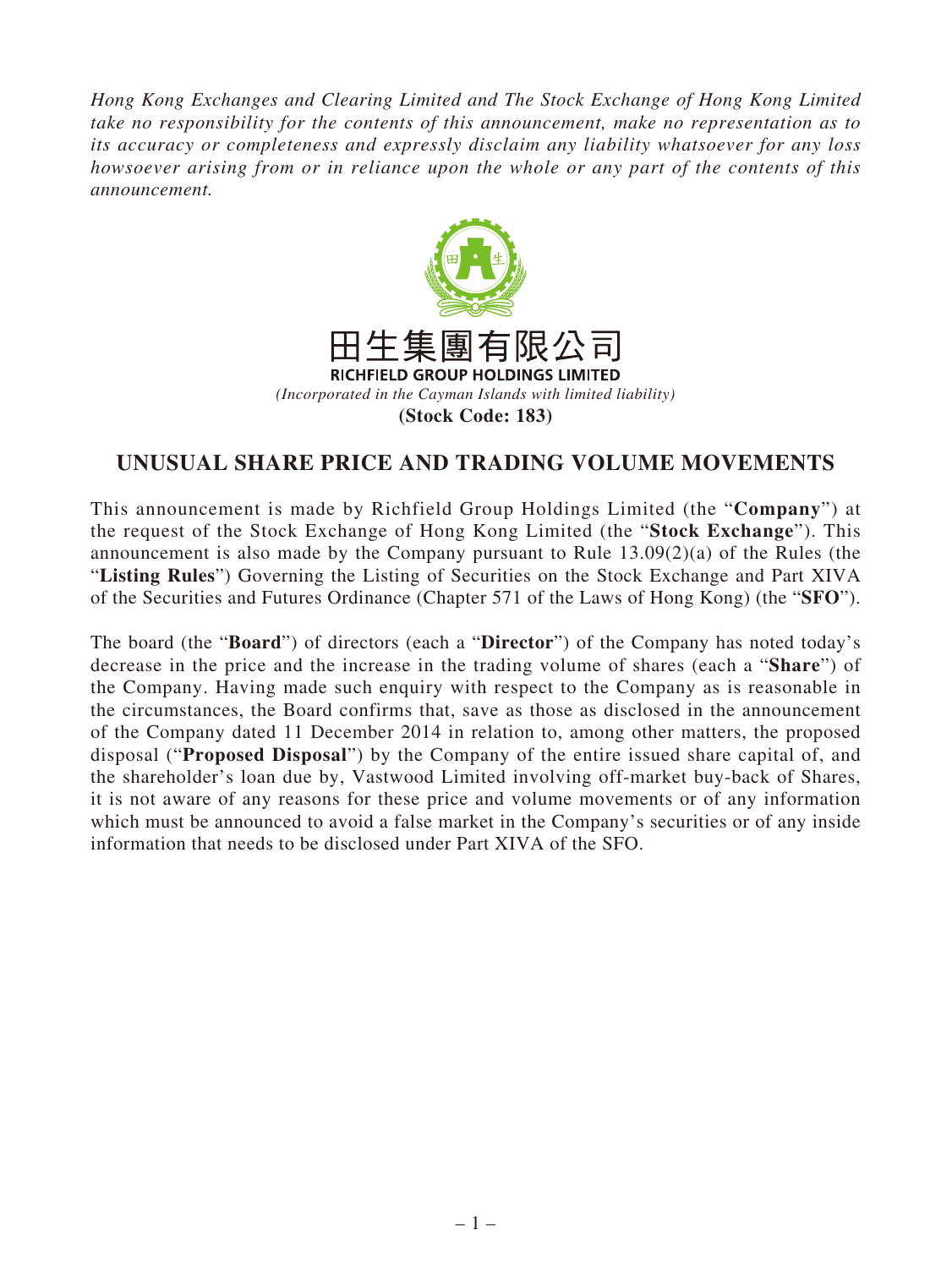*Hong Kong Exchanges and Clearing Limited and The Stock Exchange of Hong Kong Limited take no responsibility for the contents of this announcement, make no representation as to its accuracy or completeness and expressly disclaim any liability whatsoever for any loss howsoever arising from or in reliance upon the whole or any part of the contents of this announcement.*

田生集團有限公司

**RICHFIELD GROUP HOLDINGS LIMITED**

*(Incorporated in the Cayman Islands with limited liability)*

**(Stock Code: 183)**

# UNUSUAL SHARE PRICE AND TRADING VOLUME MOVEMENTS

This announcement is made by Richfield Group Holdings Limited (the "**Company**") at the request of the Stock Exchange of Hong Kong Limited (the "**Stock Exchange**"). This announcement is also made by the Company pursuant to Rule 13.09(2)(a) of the Rules (the "**Listing Rules**") Governing the Listing of Securities on the Stock Exchange and Part XIVA of the Securities and Futures Ordinance (Chapter 571 of the Laws of Hong Kong) (the "**SFO**").

The board (the "**Board**") of directors (each a "**Director**") of the Company has noted today's decrease in the price and the increase in the trading volume of shares (each a "**Share**") of the Company. Having made such enquiry with respect to the Company as is reasonable in the circumstances, the Board confirms that, save as those as disclosed in the announcement of the Company dated 11 December 2014 in relation to, among other matters, the proposed disposal ("**Proposed Disposal**") by the Company of the entire issued share capital of, and the shareholder's loan due by, Vastwood Limited involving off-market buy-back of Shares, it is not aware of any reasons for these price and volume movements or of any information which must be announced to avoid a false market in the Company's securities or of any inside information that needs to be disclosed under Part XIVA of the SFO.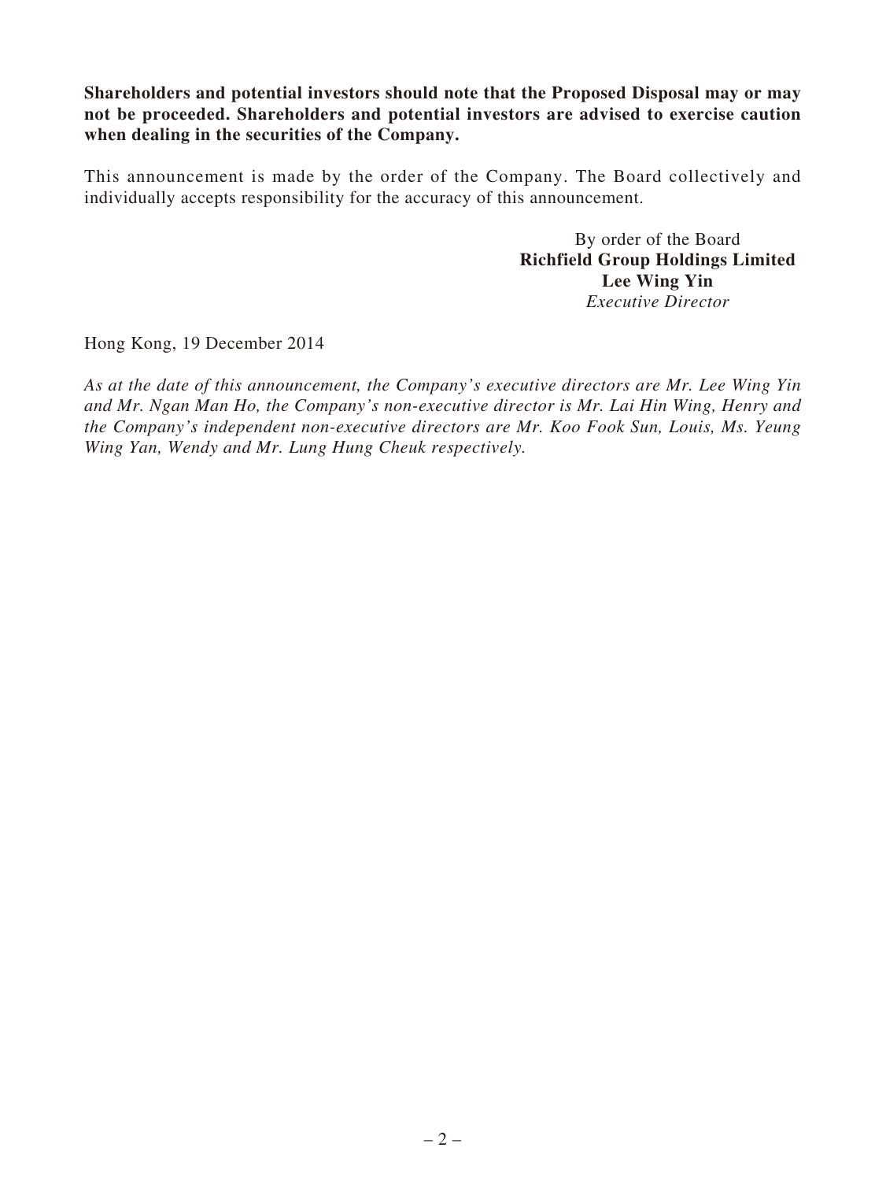**Shareholders and potential investors should note that the Proposed Disposal may or may not be proceeded. Shareholders and potential investors are advised to exercise caution when dealing in the securities of the Company.**

This announcement is made by the order of the Company. The Board collectively and individually accepts responsibility for the accuracy of this announcement.

By order of the Board
**Richfield Group Holdings Limited**
**Lee Wing Yin**
*Executive Director*

Hong Kong, 19 December 2014

*As at the date of this announcement, the Company's executive directors are Mr. Lee Wing Yin and Mr. Ngan Man Ho, the Company's non-executive director is Mr. Lai Hin Wing, Henry and the Company's independent non-executive directors are Mr. Koo Fook Sun, Louis, Ms. Yeung Wing Yan, Wendy and Mr. Lung Hung Cheuk respectively.*